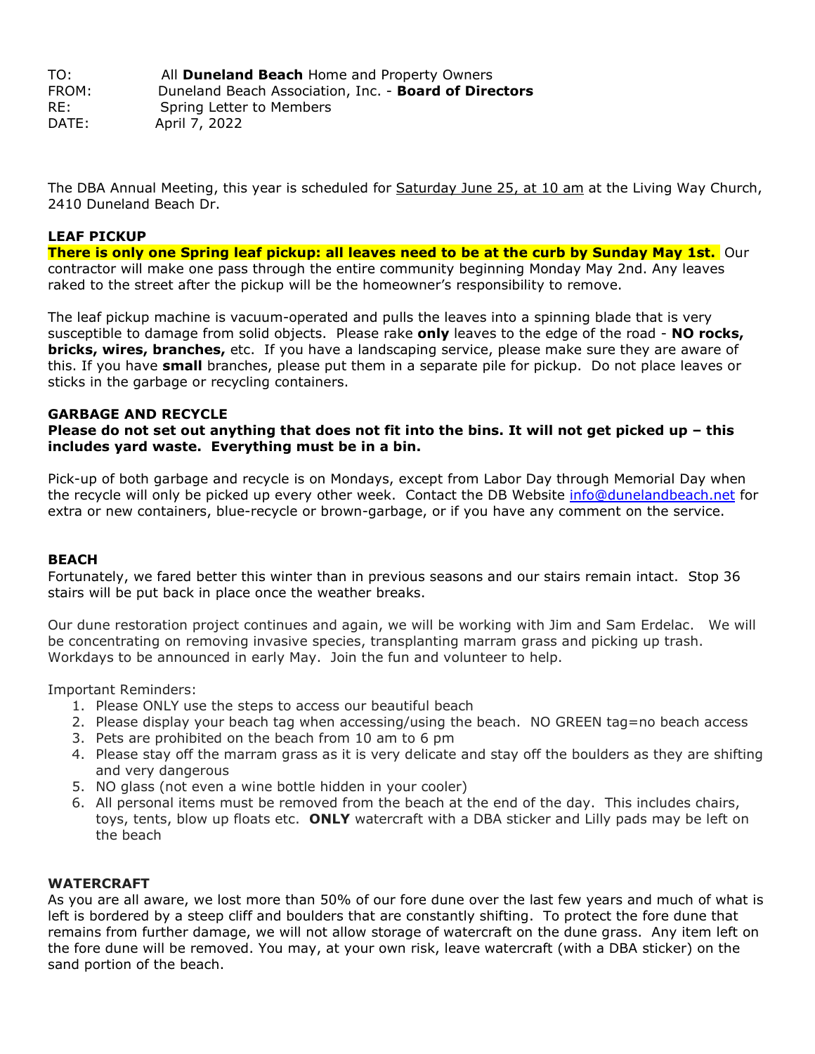TO: All **Duneland Beach** Home and Property Owners
FROM: Duneland Beach Association, Inc. - **Board of Directors**
RE: Spring Letter to Members
DATE: April 7, 2022

The DBA Annual Meeting, this year is scheduled for Saturday June 25, at 10 am at the Living Way Church, 2410 Duneland Beach Dr.

**LEAF PICKUP**

**There is only one Spring leaf pickup: all leaves need to be at the curb by Sunday May 1st.** Our contractor will make one pass through the entire community beginning Monday May 2nd. Any leaves raked to the street after the pickup will be the homeowner's responsibility to remove.

The leaf pickup machine is vacuum-operated and pulls the leaves into a spinning blade that is very susceptible to damage from solid objects. Please rake **only** leaves to the edge of the road - **NO rocks, bricks, wires, branches,** etc. If you have a landscaping service, please make sure they are aware of this. If you have **small** branches, please put them in a separate pile for pickup. Do not place leaves or sticks in the garbage or recycling containers.

**GARBAGE AND RECYCLE**

**Please do not set out anything that does not fit into the bins. It will not get picked up – this includes yard waste. Everything must be in a bin.**

Pick-up of both garbage and recycle is on Mondays, except from Labor Day through Memorial Day when the recycle will only be picked up every other week. Contact the DB Website info@dunelandbeach.net for extra or new containers, blue-recycle or brown-garbage, or if you have any comment on the service.

**BEACH**

Fortunately, we fared better this winter than in previous seasons and our stairs remain intact. Stop 36 stairs will be put back in place once the weather breaks.

Our dune restoration project continues and again, we will be working with Jim and Sam Erdelac. We will be concentrating on removing invasive species, transplanting marram grass and picking up trash. Workdays to be announced in early May. Join the fun and volunteer to help.

Important Reminders:

1. Please ONLY use the steps to access our beautiful beach
2. Please display your beach tag when accessing/using the beach. NO GREEN tag=no beach access
3. Pets are prohibited on the beach from 10 am to 6 pm
4. Please stay off the marram grass as it is very delicate and stay off the boulders as they are shifting and very dangerous
5. NO glass (not even a wine bottle hidden in your cooler)
6. All personal items must be removed from the beach at the end of the day. This includes chairs, toys, tents, blow up floats etc. **ONLY** watercraft with a DBA sticker and Lilly pads may be left on the beach

**WATERCRAFT**

As you are all aware, we lost more than 50% of our fore dune over the last few years and much of what is left is bordered by a steep cliff and boulders that are constantly shifting. To protect the fore dune that remains from further damage, we will not allow storage of watercraft on the dune grass. Any item left on the fore dune will be removed. You may, at your own risk, leave watercraft (with a DBA sticker) on the sand portion of the beach.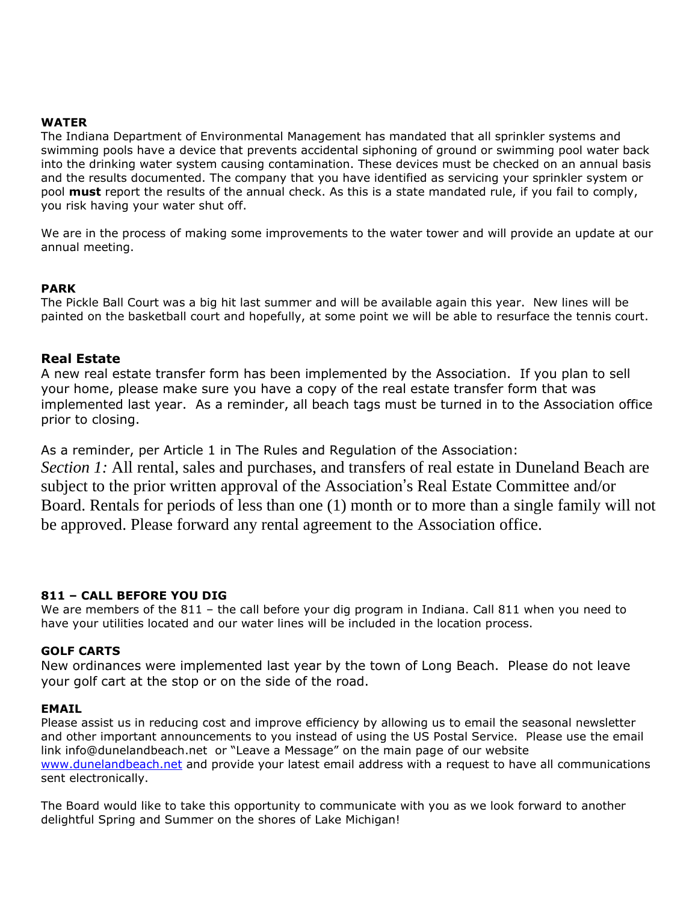### WATER

The Indiana Department of Environmental Management has mandated that all sprinkler systems and swimming pools have a device that prevents accidental siphoning of ground or swimming pool water back into the drinking water system causing contamination. These devices must be checked on an annual basis and the results documented. The company that you have identified as servicing your sprinkler system or pool **must** report the results of the annual check. As this is a state mandated rule, if you fail to comply, you risk having your water shut off.

We are in the process of making some improvements to the water tower and will provide an update at our annual meeting.

### PARK

The Pickle Ball Court was a big hit last summer and will be available again this year. New lines will be painted on the basketball court and hopefully, at some point we will be able to resurface the tennis court.

### Real Estate

A new real estate transfer form has been implemented by the Association. If you plan to sell your home, please make sure you have a copy of the real estate transfer form that was implemented last year. As a reminder, all beach tags must be turned in to the Association office prior to closing.

As a reminder, per Article 1 in The Rules and Regulation of the Association:

*Section 1:* All rental, sales and purchases, and transfers of real estate in Duneland Beach are subject to the prior written approval of the Association's Real Estate Committee and/or Board. Rentals for periods of less than one (1) month or to more than a single family will not be approved. Please forward any rental agreement to the Association office.

### 811 – CALL BEFORE YOU DIG

We are members of the 811 – the call before your dig program in Indiana. Call 811 when you need to have your utilities located and our water lines will be included in the location process.

### GOLF CARTS

New ordinances were implemented last year by the town of Long Beach. Please do not leave your golf cart at the stop or on the side of the road.

### EMAIL

Please assist us in reducing cost and improve efficiency by allowing us to email the seasonal newsletter and other important announcements to you instead of using the US Postal Service. Please use the email link info@dunelandbeach.net or "Leave a Message" on the main page of our website www.dunelandbeach.net and provide your latest email address with a request to have all communications sent electronically.

The Board would like to take this opportunity to communicate with you as we look forward to another delightful Spring and Summer on the shores of Lake Michigan!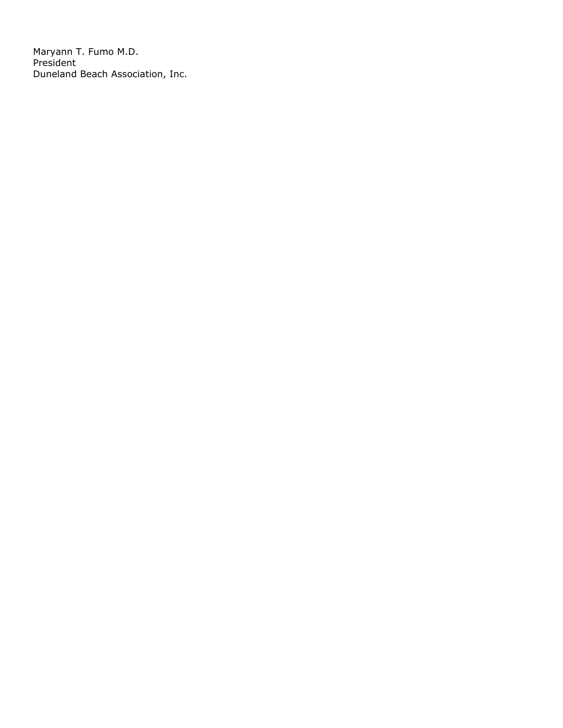Maryann T. Fumo M.D.
President
Duneland Beach Association, Inc.